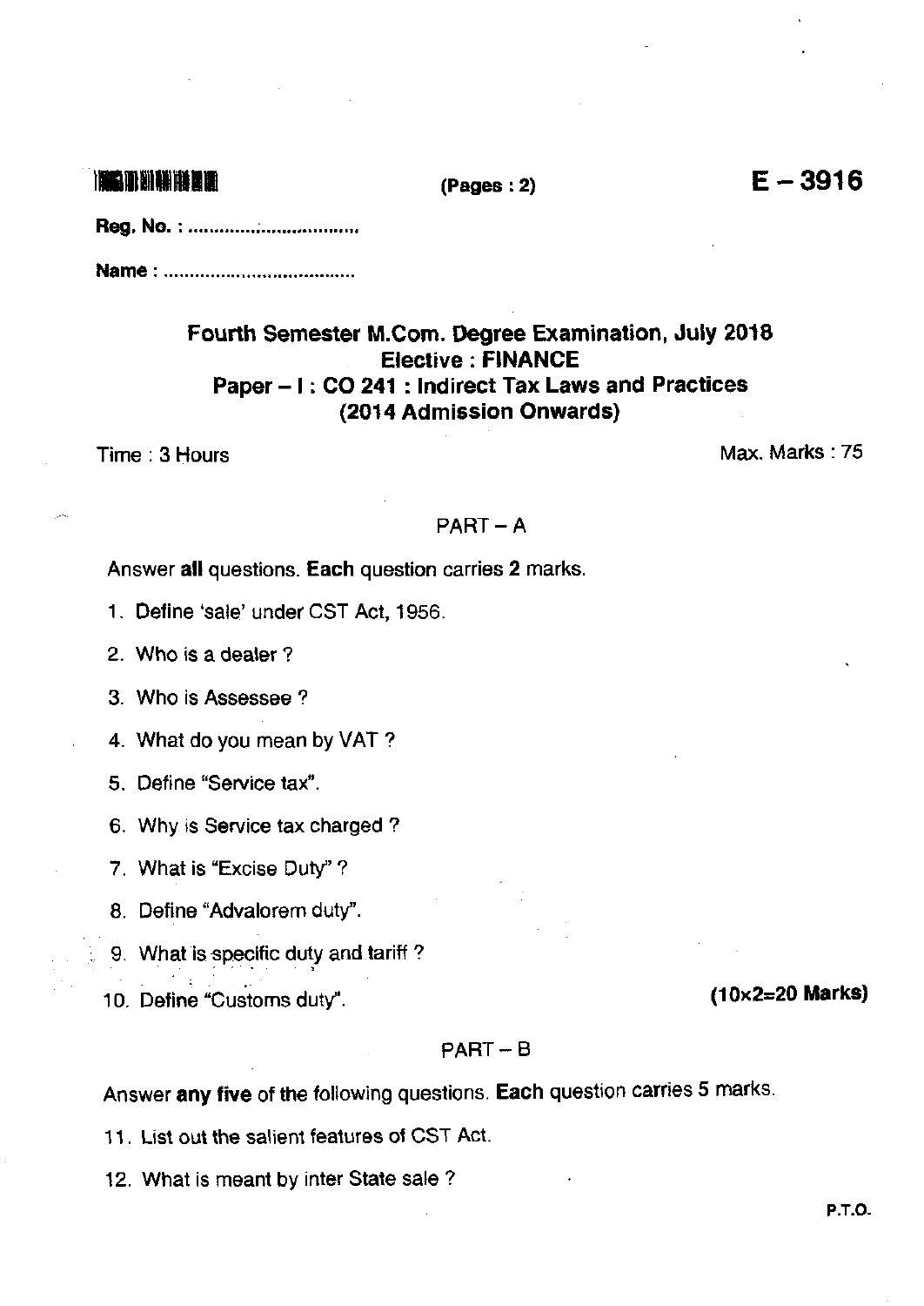(Pages : 2)

**E – 3916**

Reg. No. : ...............................

Name : ...................................

## Fourth Semester M.Com. Degree Examination, July 2018
## Elective : FINANCE
## Paper – I : CO 241 : Indirect Tax Laws and Practices
## (2014 Admission Onwards)

Time : 3 Hours | Max. Marks : 75

### PART – A

Answer **all** questions. **Each** question carries **2** marks.

1. Define 'sale' under CST Act, 1956.
2. Who is a dealer ?
3. Who is Assessee ?
4. What do you mean by VAT ?
5. Define "Service tax".
6. Why is Service tax charged ?
7. What is "Excise Duty" ?
8. Define "Advalorem duty".
9. What is specific duty and tariff ?
10. Define "Customs duty".

**(10×2=20 Marks)**

### PART – B

Answer **any five** of the following questions. **Each** question carries 5 marks.

11. List out the salient features of CST Act.
12. What is meant by inter State sale ?

P.T.O.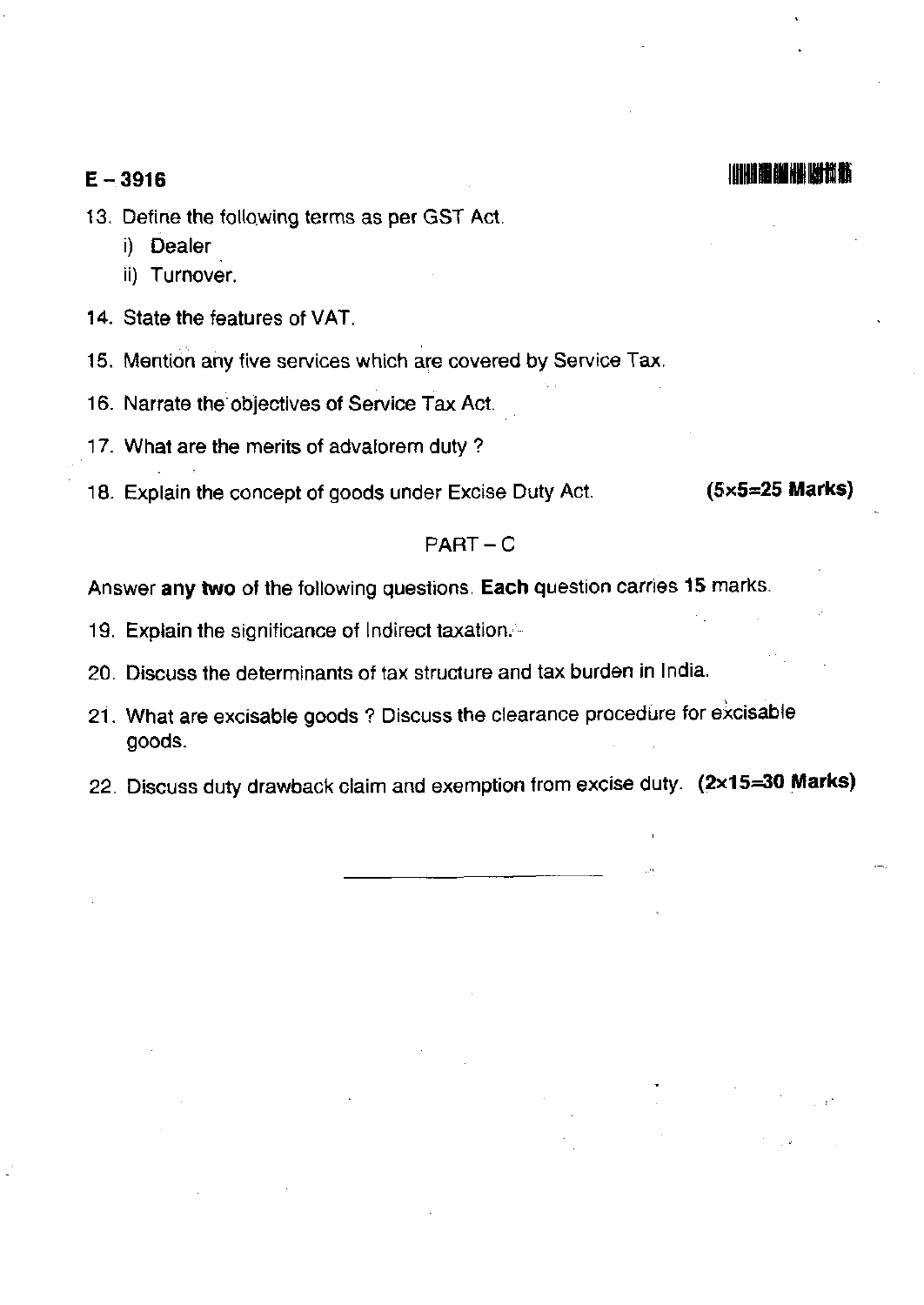13. Define the following terms as per GST Act.
    i) Dealer
    ii) Turnover.

14. State the features of VAT.

15. Mention any five services which are covered by Service Tax.

16. Narrate the objectives of Service Tax Act.

17. What are the merits of advalorem duty ?

18. Explain the concept of goods under Excise Duty Act. **(5×5=25 Marks)**

## PART – C

Answer **any two** of the following questions. **Each** question carries **15** marks.

19. Explain the significance of Indirect taxation.

20. Discuss the determinants of tax structure and tax burden in India.

21. What are excisable goods ? Discuss the clearance procedure for excisable goods.

22. Discuss duty drawback claim and exemption from excise duty. **(2×15=30 Marks)**